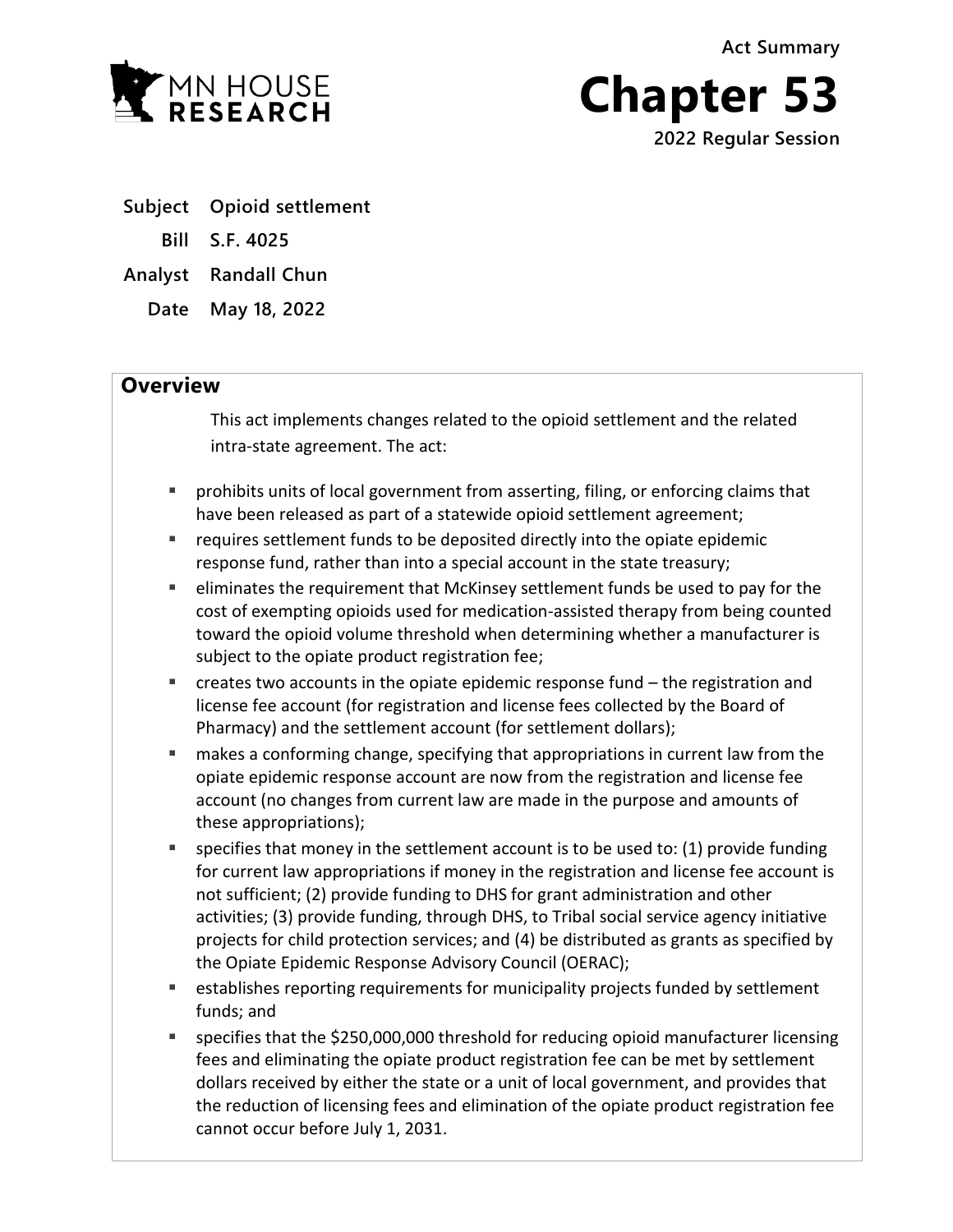MN HOUSE RESEARCH

Act Summary

# Chapter 53

2022 Regular Session

**Subject** Opioid settlement

**Bill** S.F. 4025

**Analyst** Randall Chun

**Date** May 18, 2022

## Overview

This act implements changes related to the opioid settlement and the related intra-state agreement. The act:

- prohibits units of local government from asserting, filing, or enforcing claims that have been released as part of a statewide opioid settlement agreement;
- requires settlement funds to be deposited directly into the opiate epidemic response fund, rather than into a special account in the state treasury;
- eliminates the requirement that McKinsey settlement funds be used to pay for the cost of exempting opioids used for medication-assisted therapy from being counted toward the opioid volume threshold when determining whether a manufacturer is subject to the opiate product registration fee;
- creates two accounts in the opiate epidemic response fund – the registration and license fee account (for registration and license fees collected by the Board of Pharmacy) and the settlement account (for settlement dollars);
- makes a conforming change, specifying that appropriations in current law from the opiate epidemic response account are now from the registration and license fee account (no changes from current law are made in the purpose and amounts of these appropriations);
- specifies that money in the settlement account is to be used to: (1) provide funding for current law appropriations if money in the registration and license fee account is not sufficient; (2) provide funding to DHS for grant administration and other activities; (3) provide funding, through DHS, to Tribal social service agency initiative projects for child protection services; and (4) be distributed as grants as specified by the Opiate Epidemic Response Advisory Council (OERAC);
- establishes reporting requirements for municipality projects funded by settlement funds; and
- specifies that the $250,000,000 threshold for reducing opioid manufacturer licensing fees and eliminating the opiate product registration fee can be met by settlement dollars received by either the state or a unit of local government, and provides that the reduction of licensing fees and elimination of the opiate product registration fee cannot occur before July 1, 2031.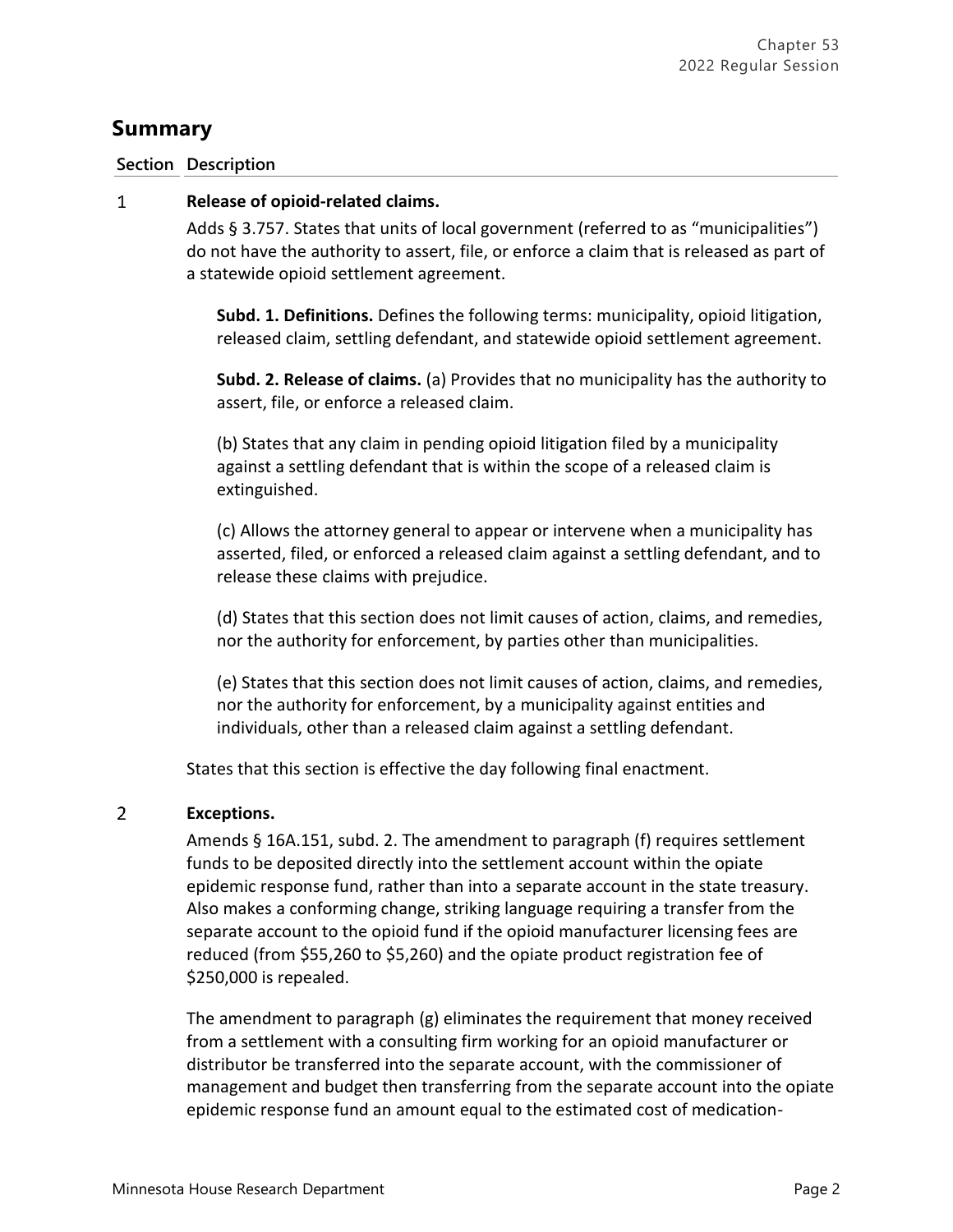## Summary

**Section Description**

1 **Release of opioid-related claims.**

Adds § 3.757. States that units of local government (referred to as "municipalities") do not have the authority to assert, file, or enforce a claim that is released as part of a statewide opioid settlement agreement.

**Subd. 1. Definitions.** Defines the following terms: municipality, opioid litigation, released claim, settling defendant, and statewide opioid settlement agreement.

**Subd. 2. Release of claims.** (a) Provides that no municipality has the authority to assert, file, or enforce a released claim.

(b) States that any claim in pending opioid litigation filed by a municipality against a settling defendant that is within the scope of a released claim is extinguished.

(c) Allows the attorney general to appear or intervene when a municipality has asserted, filed, or enforced a released claim against a settling defendant, and to release these claims with prejudice.

(d) States that this section does not limit causes of action, claims, and remedies, nor the authority for enforcement, by parties other than municipalities.

(e) States that this section does not limit causes of action, claims, and remedies, nor the authority for enforcement, by a municipality against entities and individuals, other than a released claim against a settling defendant.

States that this section is effective the day following final enactment.

2 **Exceptions.**

Amends § 16A.151, subd. 2. The amendment to paragraph (f) requires settlement funds to be deposited directly into the settlement account within the opiate epidemic response fund, rather than into a separate account in the state treasury. Also makes a conforming change, striking language requiring a transfer from the separate account to the opioid fund if the opioid manufacturer licensing fees are reduced (from $55,260 to $5,260) and the opiate product registration fee of $250,000 is repealed.

The amendment to paragraph (g) eliminates the requirement that money received from a settlement with a consulting firm working for an opioid manufacturer or distributor be transferred into the separate account, with the commissioner of management and budget then transferring from the separate account into the opiate epidemic response fund an amount equal to the estimated cost of medication-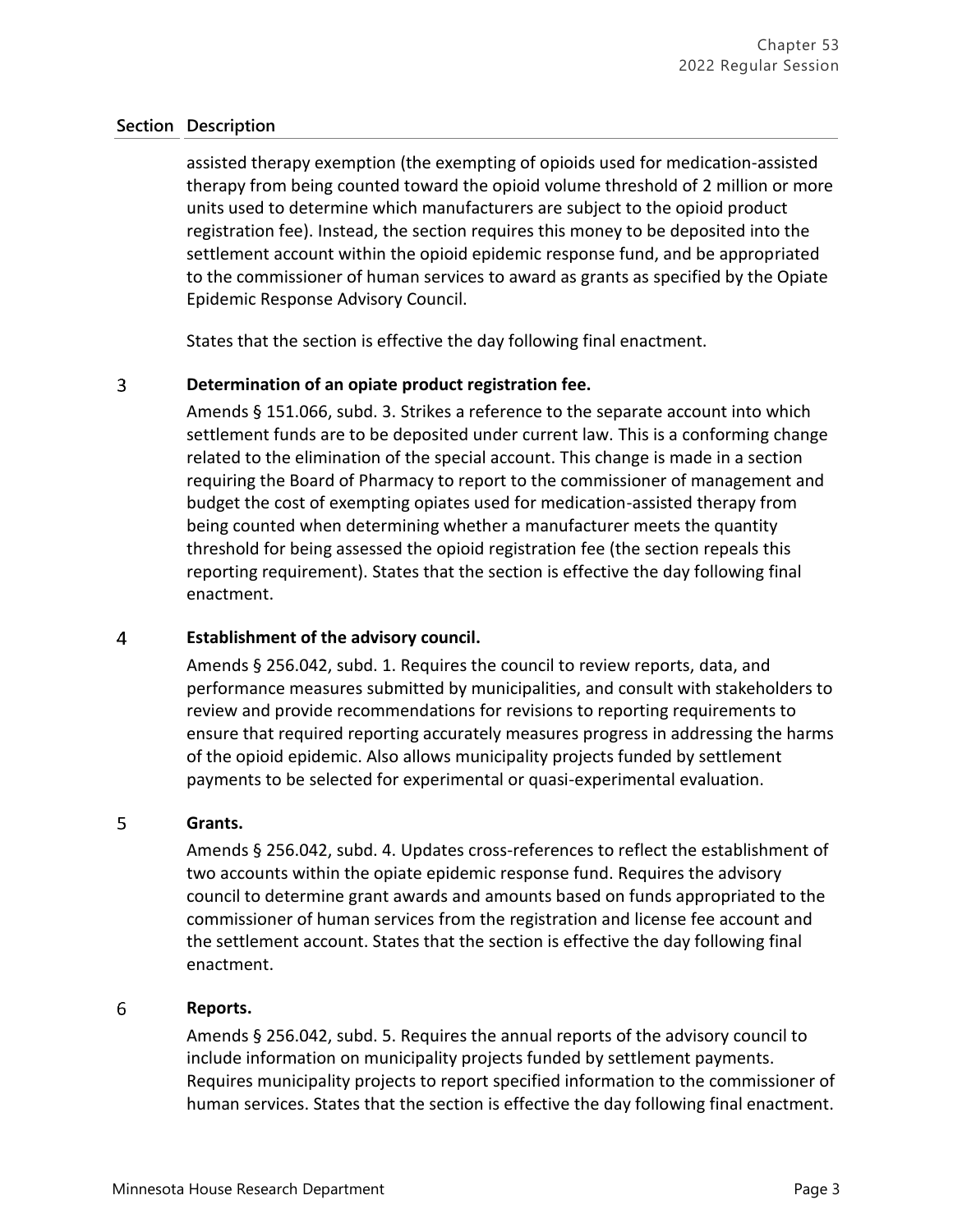| Section | Description |
|---|---|
| | assisted therapy exemption (the exempting of opioids used for medication-assisted therapy from being counted toward the opioid volume threshold of 2 million or more units used to determine which manufacturers are subject to the opioid product registration fee). Instead, the section requires this money to be deposited into the settlement account within the opioid epidemic response fund, and be appropriated to the commissioner of human services to award as grants as specified by the Opiate Epidemic Response Advisory Council. States that the section is effective the day following final enactment. |
| 3 | **Determination of an opiate product registration fee.** Amends § 151.066, subd. 3. Strikes a reference to the separate account into which settlement funds are to be deposited under current law. This is a conforming change related to the elimination of the special account. This change is made in a section requiring the Board of Pharmacy to report to the commissioner of management and budget the cost of exempting opiates used for medication-assisted therapy from being counted when determining whether a manufacturer meets the quantity threshold for being assessed the opioid registration fee (the section repeals this reporting requirement). States that the section is effective the day following final enactment. |
| 4 | **Establishment of the advisory council.** Amends § 256.042, subd. 1. Requires the council to review reports, data, and performance measures submitted by municipalities, and consult with stakeholders to review and provide recommendations for revisions to reporting requirements to ensure that required reporting accurately measures progress in addressing the harms of the opioid epidemic. Also allows municipality projects funded by settlement payments to be selected for experimental or quasi-experimental evaluation. |
| 5 | **Grants.** Amends § 256.042, subd. 4. Updates cross-references to reflect the establishment of two accounts within the opiate epidemic response fund. Requires the advisory council to determine grant awards and amounts based on funds appropriated to the commissioner of human services from the registration and license fee account and the settlement account. States that the section is effective the day following final enactment. |
| 6 | **Reports.** Amends § 256.042, subd. 5. Requires the annual reports of the advisory council to include information on municipality projects funded by settlement payments. Requires municipality projects to report specified information to the commissioner of human services. States that the section is effective the day following final enactment. |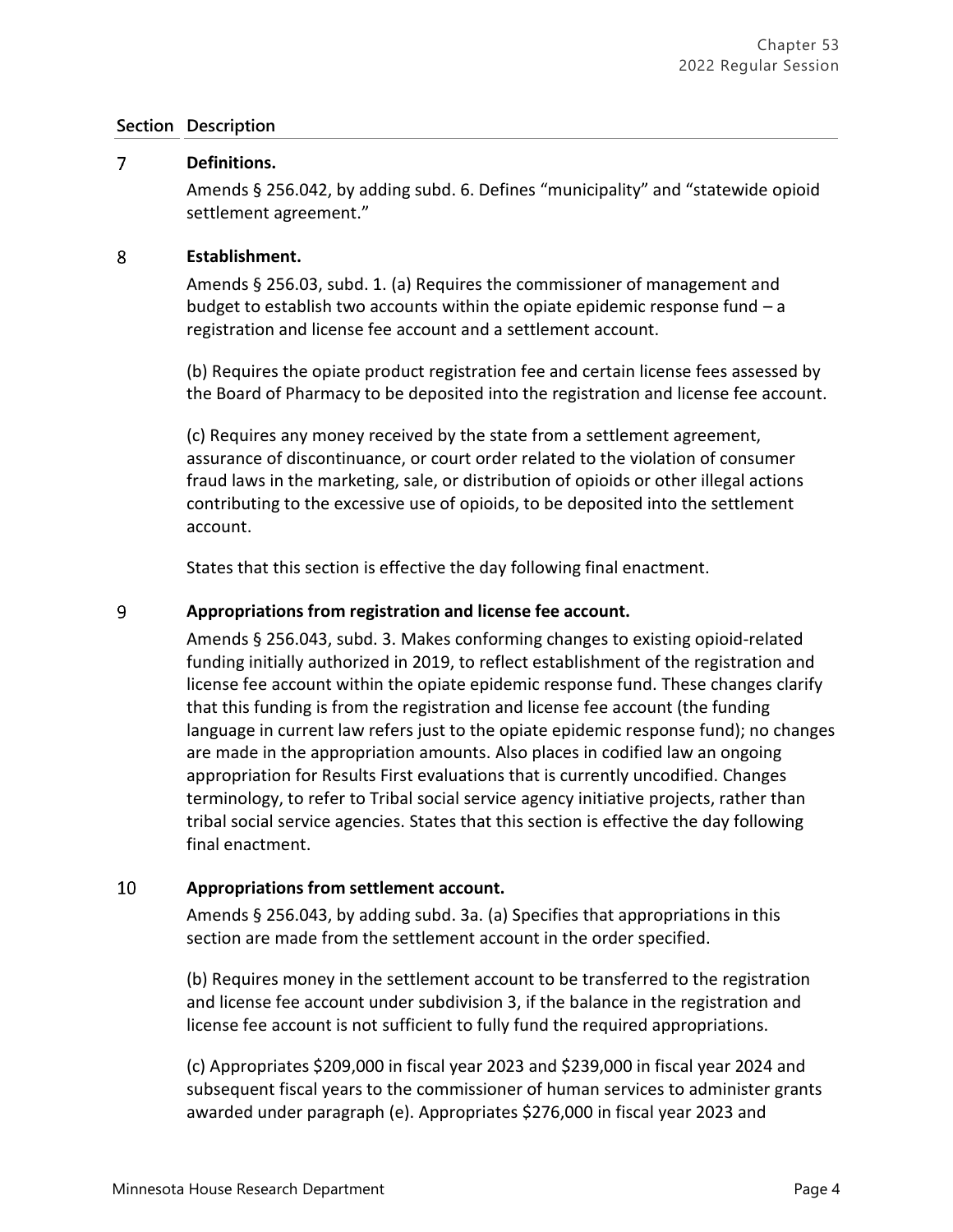| Section | Description |
|---|---|
| 7 | **Definitions.**<br><br>Amends § 256.042, by adding subd. 6. Defines “municipality” and “statewide opioid settlement agreement.” |
| 8 | **Establishment.**<br><br>Amends § 256.03, subd. 1. (a) Requires the commissioner of management and budget to establish two accounts within the opiate epidemic response fund – a registration and license fee account and a settlement account.<br><br>(b) Requires the opiate product registration fee and certain license fees assessed by the Board of Pharmacy to be deposited into the registration and license fee account.<br><br>(c) Requires any money received by the state from a settlement agreement, assurance of discontinuance, or court order related to the violation of consumer fraud laws in the marketing, sale, or distribution of opioids or other illegal actions contributing to the excessive use of opioids, to be deposited into the settlement account.<br><br>States that this section is effective the day following final enactment. |
| 9 | **Appropriations from registration and license fee account.**<br><br>Amends § 256.043, subd. 3. Makes conforming changes to existing opioid-related funding initially authorized in 2019, to reflect establishment of the registration and license fee account within the opiate epidemic response fund. These changes clarify that this funding is from the registration and license fee account (the funding language in current law refers just to the opiate epidemic response fund); no changes are made in the appropriation amounts. Also places in codified law an ongoing appropriation for Results First evaluations that is currently uncodified. Changes terminology, to refer to Tribal social service agency initiative projects, rather than tribal social service agencies. States that this section is effective the day following final enactment. |
| 10 | **Appropriations from settlement account.**<br><br>Amends § 256.043, by adding subd. 3a. (a) Specifies that appropriations in this section are made from the settlement account in the order specified.<br><br>(b) Requires money in the settlement account to be transferred to the registration and license fee account under subdivision 3, if the balance in the registration and license fee account is not sufficient to fully fund the required appropriations.<br><br>(c) Appropriates $209,000 in fiscal year 2023 and $239,000 in fiscal year 2024 and subsequent fiscal years to the commissioner of human services to administer grants awarded under paragraph (e). Appropriates $276,000 in fiscal year 2023 and |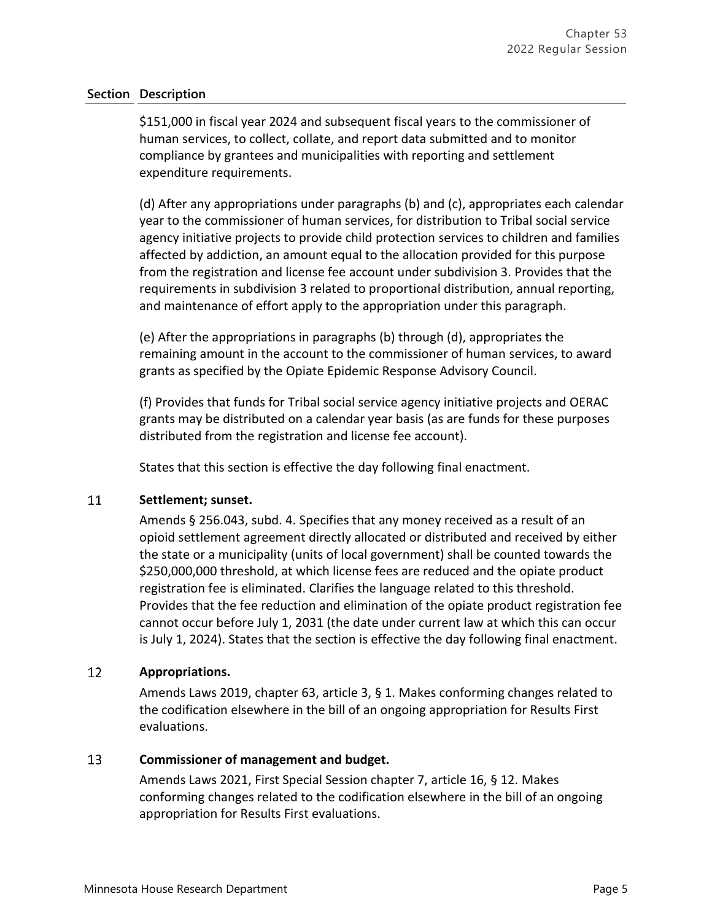| Section | Description |
|---|---|
| | $151,000 in fiscal year 2024 and subsequent fiscal years to the commissioner of human services, to collect, collate, and report data submitted and to monitor compliance by grantees and municipalities with reporting and settlement expenditure requirements.<br><br>(d) After any appropriations under paragraphs (b) and (c), appropriates each calendar year to the commissioner of human services, for distribution to Tribal social service agency initiative projects to provide child protection services to children and families affected by addiction, an amount equal to the allocation provided for this purpose from the registration and license fee account under subdivision 3. Provides that the requirements in subdivision 3 related to proportional distribution, annual reporting, and maintenance of effort apply to the appropriation under this paragraph.<br><br>(e) After the appropriations in paragraphs (b) through (d), appropriates the remaining amount in the account to the commissioner of human services, to award grants as specified by the Opiate Epidemic Response Advisory Council.<br><br>(f) Provides that funds for Tribal social service agency initiative projects and OERAC grants may be distributed on a calendar year basis (as are funds for these purposes distributed from the registration and license fee account).<br><br>States that this section is effective the day following final enactment. |
| 11 | **Settlement; sunset.**<br>Amends § 256.043, subd. 4. Specifies that any money received as a result of an opioid settlement agreement directly allocated or distributed and received by either the state or a municipality (units of local government) shall be counted towards the $250,000,000 threshold, at which license fees are reduced and the opiate product registration fee is eliminated. Clarifies the language related to this threshold. Provides that the fee reduction and elimination of the opiate product registration fee cannot occur before July 1, 2031 (the date under current law at which this can occur is July 1, 2024). States that the section is effective the day following final enactment. |
| 12 | **Appropriations.**<br>Amends Laws 2019, chapter 63, article 3, § 1. Makes conforming changes related to the codification elsewhere in the bill of an ongoing appropriation for Results First evaluations. |
| 13 | **Commissioner of management and budget.**<br>Amends Laws 2021, First Special Session chapter 7, article 16, § 12. Makes conforming changes related to the codification elsewhere in the bill of an ongoing appropriation for Results First evaluations. |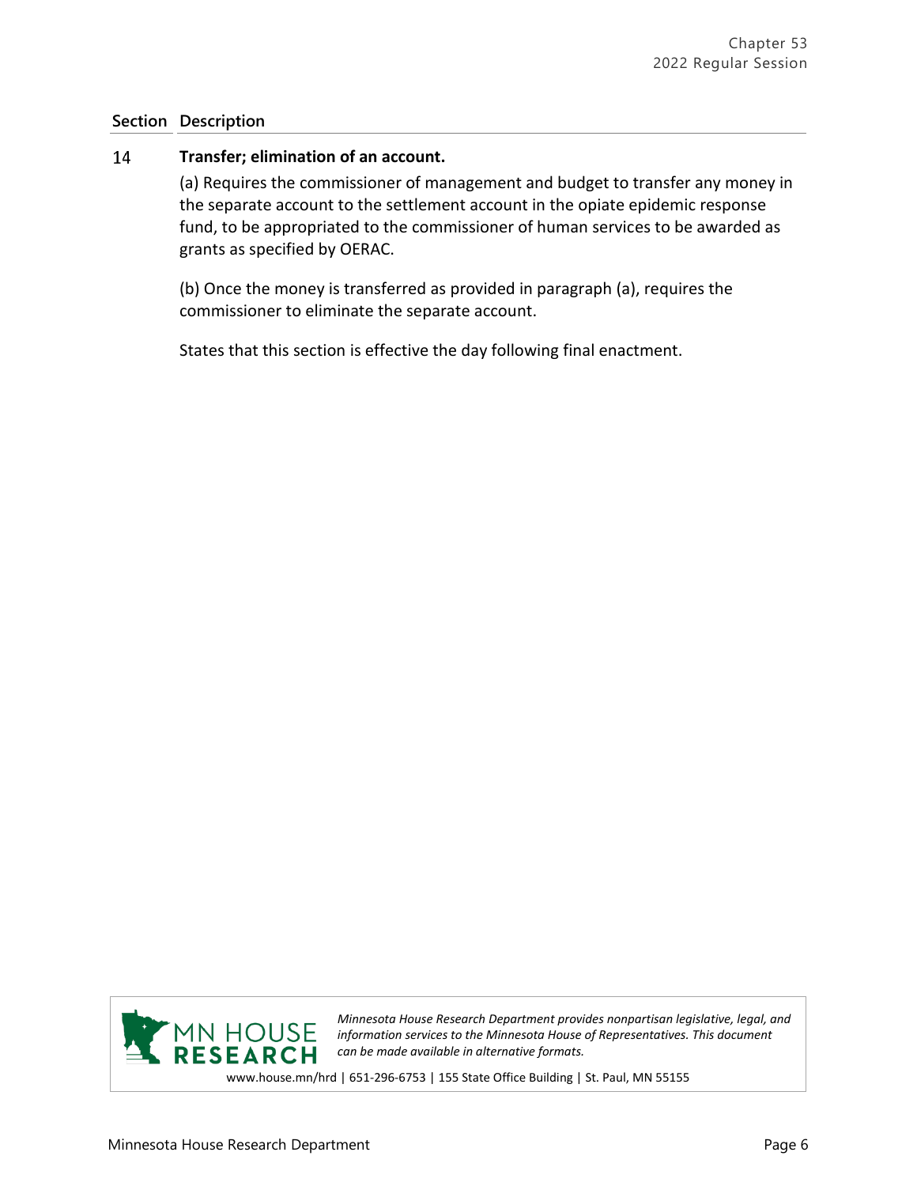| Section | Description |
|---|---|
| 14 | **Transfer; elimination of an account.** |

(a) Requires the commissioner of management and budget to transfer any money in the separate account to the settlement account in the opiate epidemic response fund, to be appropriated to the commissioner of human services to be awarded as grants as specified by OERAC.

(b) Once the money is transferred as provided in paragraph (a), requires the commissioner to eliminate the separate account.

States that this section is effective the day following final enactment.

MN HOUSE RESEARCH

*Minnesota House Research Department provides nonpartisan legislative, legal, and information services to the Minnesota House of Representatives. This document can be made available in alternative formats.*

www.house.mn/hrd | 651-296-6753 | 155 State Office Building | St. Paul, MN 55155